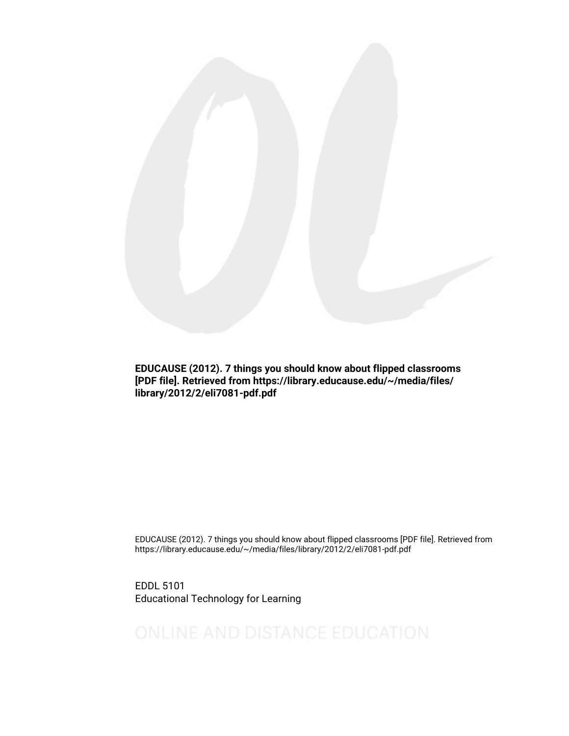**EDUCAUSE (2012). 7 things you should know about flipped classrooms [PDF file]. Retrieved from https://library.educause.edu/~/media/files/library/2012/2/eli7081-pdf.pdf**

EDUCAUSE (2012). 7 things you should know about flipped classrooms [PDF file]. Retrieved from https://library.educause.edu/~/media/files/library/2012/2/eli7081-pdf.pdf

EDDL 5101
Educational Technology for Learning

ONLINE AND DISTANCE EDUCATION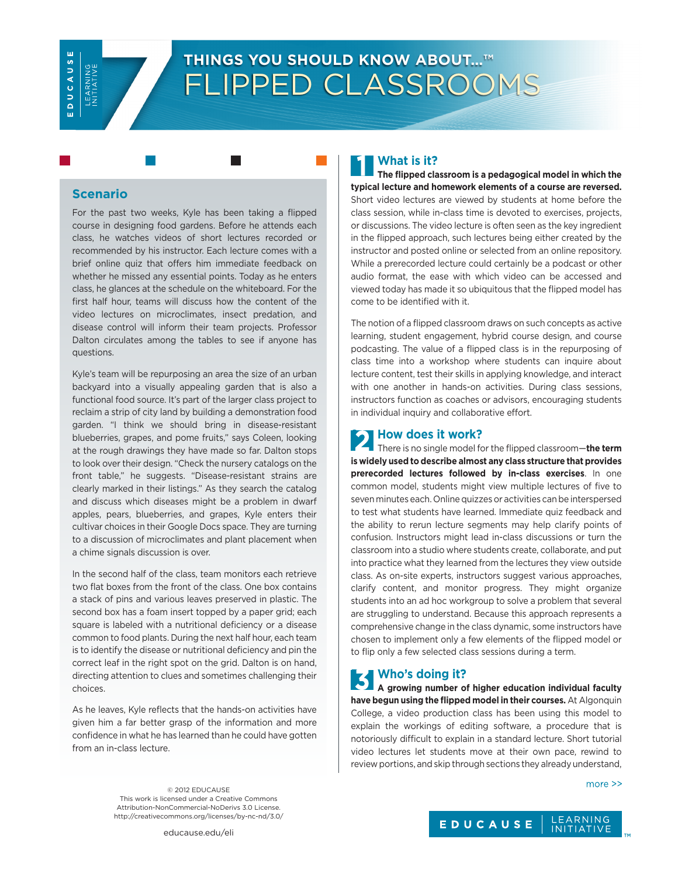# THINGS YOU SHOULD KNOW ABOUT...™ FLIPPED CLASSROOMS

## Scenario

For the past two weeks, Kyle has been taking a flipped course in designing food gardens. Before he attends each class, he watches videos of short lectures recorded or recommended by his instructor. Each lecture comes with a brief online quiz that offers him immediate feedback on whether he missed any essential points. Today as he enters class, he glances at the schedule on the whiteboard. For the first half hour, teams will discuss how the content of the video lectures on microclimates, insect predation, and disease control will inform their team projects. Professor Dalton circulates among the tables to see if anyone has questions.

Kyle's team will be repurposing an area the size of an urban backyard into a visually appealing garden that is also a functional food source. It's part of the larger class project to reclaim a strip of city land by building a demonstration food garden. "I think we should bring in disease-resistant blueberries, grapes, and pome fruits," says Coleen, looking at the rough drawings they have made so far. Dalton stops to look over their design. "Check the nursery catalogs on the front table," he suggests. "Disease-resistant strains are clearly marked in their listings." As they search the catalog and discuss which diseases might be a problem in dwarf apples, pears, blueberries, and grapes, Kyle enters their cultivar choices in their Google Docs space. They are turning to a discussion of microclimates and plant placement when a chime signals discussion is over.

In the second half of the class, team monitors each retrieve two flat boxes from the front of the class. One box contains a stack of pins and various leaves preserved in plastic. The second box has a foam insert topped by a paper grid; each square is labeled with a nutritional deficiency or a disease common to food plants. During the next half hour, each team is to identify the disease or nutritional deficiency and pin the correct leaf in the right spot on the grid. Dalton is on hand, directing attention to clues and sometimes challenging their choices.

As he leaves, Kyle reflects that the hands-on activities have given him a far better grasp of the information and more confidence in what he has learned than he could have gotten from an in-class lecture.

## 1 What is it?

**The flipped classroom is a pedagogical model in which the typical lecture and homework elements of a course are reversed.** Short video lectures are viewed by students at home before the class session, while in-class time is devoted to exercises, projects, or discussions. The video lecture is often seen as the key ingredient in the flipped approach, such lectures being either created by the instructor and posted online or selected from an online repository. While a prerecorded lecture could certainly be a podcast or other audio format, the ease with which video can be accessed and viewed today has made it so ubiquitous that the flipped model has come to be identified with it.

The notion of a flipped classroom draws on such concepts as active learning, student engagement, hybrid course design, and course podcasting. The value of a flipped class is in the repurposing of class time into a workshop where students can inquire about lecture content, test their skills in applying knowledge, and interact with one another in hands-on activities. During class sessions, instructors function as coaches or advisors, encouraging students in individual inquiry and collaborative effort.

## 2 How does it work?

There is no single model for the flipped classroom—**the term is widely used to describe almost any class structure that provides prerecorded lectures followed by in-class exercises**. In one common model, students might view multiple lectures of five to seven minutes each. Online quizzes or activities can be interspersed to test what students have learned. Immediate quiz feedback and the ability to rerun lecture segments may help clarify points of confusion. Instructors might lead in-class discussions or turn the classroom into a studio where students create, collaborate, and put into practice what they learned from the lectures they view outside class. As on-site experts, instructors suggest various approaches, clarify content, and monitor progress. They might organize students into an ad hoc workgroup to solve a problem that several are struggling to understand. Because this approach represents a comprehensive change in the class dynamic, some instructors have chosen to implement only a few elements of the flipped model or to flip only a few selected class sessions during a term.

## 3 Who's doing it?

**A growing number of higher education individual faculty have begun using the flipped model in their courses.** At Algonquin College, a video production class has been using this model to explain the workings of editing software, a procedure that is notoriously difficult to explain in a standard lecture. Short tutorial video lectures let students move at their own pace, rewind to review portions, and skip through sections they already understand,

more >>

© 2012 EDUCAUSE
This work is licensed under a Creative Commons Attribution-NonCommercial-NoDerivs 3.0 License.
http://creativecommons.org/licenses/by-nc-nd/3.0/

educause.edu/eli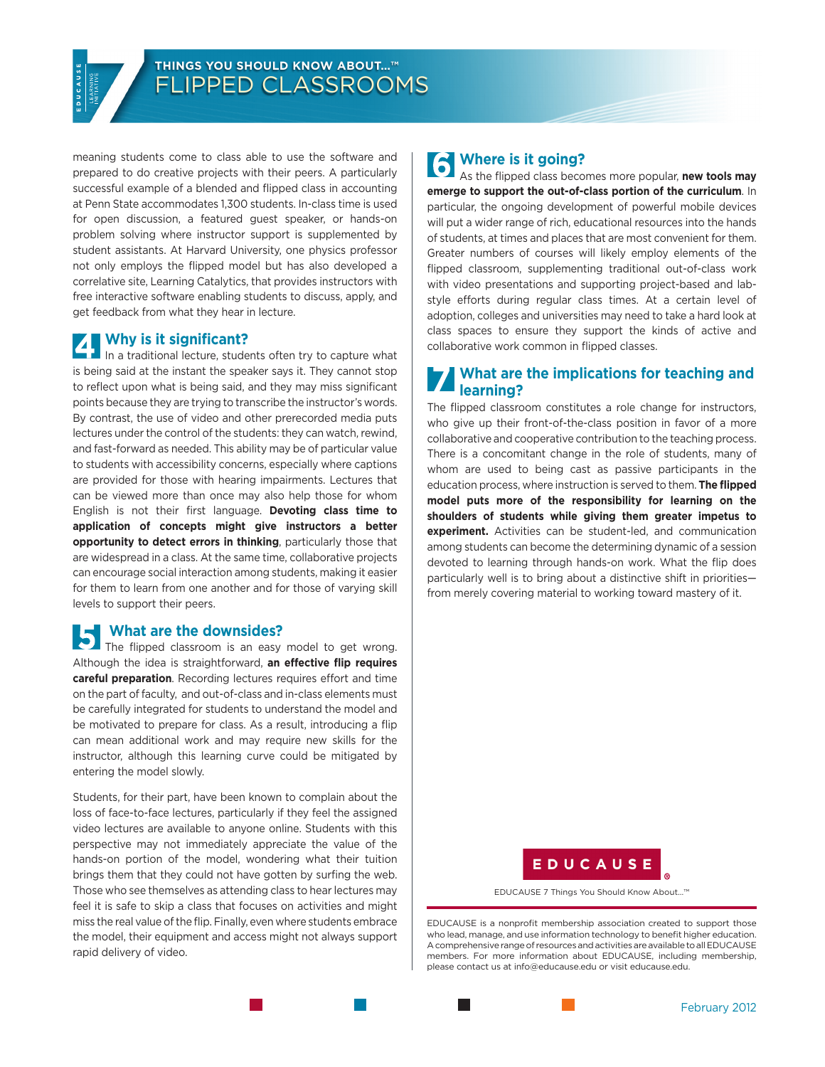meaning students come to class able to use the software and prepared to do creative projects with their peers. A particularly successful example of a blended and flipped class in accounting at Penn State accommodates 1,300 students. In-class time is used for open discussion, a featured guest speaker, or hands-on problem solving where instructor support is supplemented by student assistants. At Harvard University, one physics professor not only employs the flipped model but has also developed a correlative site, Learning Catalytics, that provides instructors with free interactive software enabling students to discuss, apply, and get feedback from what they hear in lecture.

## 4 Why is it significant?

In a traditional lecture, students often try to capture what is being said at the instant the speaker says it. They cannot stop to reflect upon what is being said, and they may miss significant points because they are trying to transcribe the instructor's words. By contrast, the use of video and other prerecorded media puts lectures under the control of the students: they can watch, rewind, and fast-forward as needed. This ability may be of particular value to students with accessibility concerns, especially where captions are provided for those with hearing impairments. Lectures that can be viewed more than once may also help those for whom English is not their first language. **Devoting class time to application of concepts might give instructors a better opportunity to detect errors in thinking**, particularly those that are widespread in a class. At the same time, collaborative projects can encourage social interaction among students, making it easier for them to learn from one another and for those of varying skill levels to support their peers.

## 5 What are the downsides?

The flipped classroom is an easy model to get wrong. Although the idea is straightforward, **an effective flip requires careful preparation**. Recording lectures requires effort and time on the part of faculty, and out-of-class and in-class elements must be carefully integrated for students to understand the model and be motivated to prepare for class. As a result, introducing a flip can mean additional work and may require new skills for the instructor, although this learning curve could be mitigated by entering the model slowly.

Students, for their part, have been known to complain about the loss of face-to-face lectures, particularly if they feel the assigned video lectures are available to anyone online. Students with this perspective may not immediately appreciate the value of the hands-on portion of the model, wondering what their tuition brings them that they could not have gotten by surfing the web. Those who see themselves as attending class to hear lectures may feel it is safe to skip a class that focuses on activities and might miss the real value of the flip. Finally, even where students embrace the model, their equipment and access might not always support rapid delivery of video.

## 6 Where is it going?

As the flipped class becomes more popular, **new tools may emerge to support the out-of-class portion of the curriculum**. In particular, the ongoing development of powerful mobile devices will put a wider range of rich, educational resources into the hands of students, at times and places that are most convenient for them. Greater numbers of courses will likely employ elements of the flipped classroom, supplementing traditional out-of-class work with video presentations and supporting project-based and lab-style efforts during regular class times. At a certain level of adoption, colleges and universities may need to take a hard look at class spaces to ensure they support the kinds of active and collaborative work common in flipped classes.

## 7 What are the implications for teaching and learning?

The flipped classroom constitutes a role change for instructors, who give up their front-of-the-class position in favor of a more collaborative and cooperative contribution to the teaching process. There is a concomitant change in the role of students, many of whom are used to being cast as passive participants in the education process, where instruction is served to them. **The flipped model puts more of the responsibility for learning on the shoulders of students while giving them greater impetus to experiment.** Activities can be student-led, and communication among students can become the determining dynamic of a session devoted to learning through hands-on work. What the flip does particularly well is to bring about a distinctive shift in priorities—from merely covering material to working toward mastery of it.

EDUCAUSE

EDUCAUSE 7 Things You Should Know About...™

EDUCAUSE is a nonprofit membership association created to support those who lead, manage, and use information technology to benefit higher education. A comprehensive range of resources and activities are available to all EDUCAUSE members. For more information about EDUCAUSE, including membership, please contact us at info@educause.edu or visit educause.edu.

February 2012